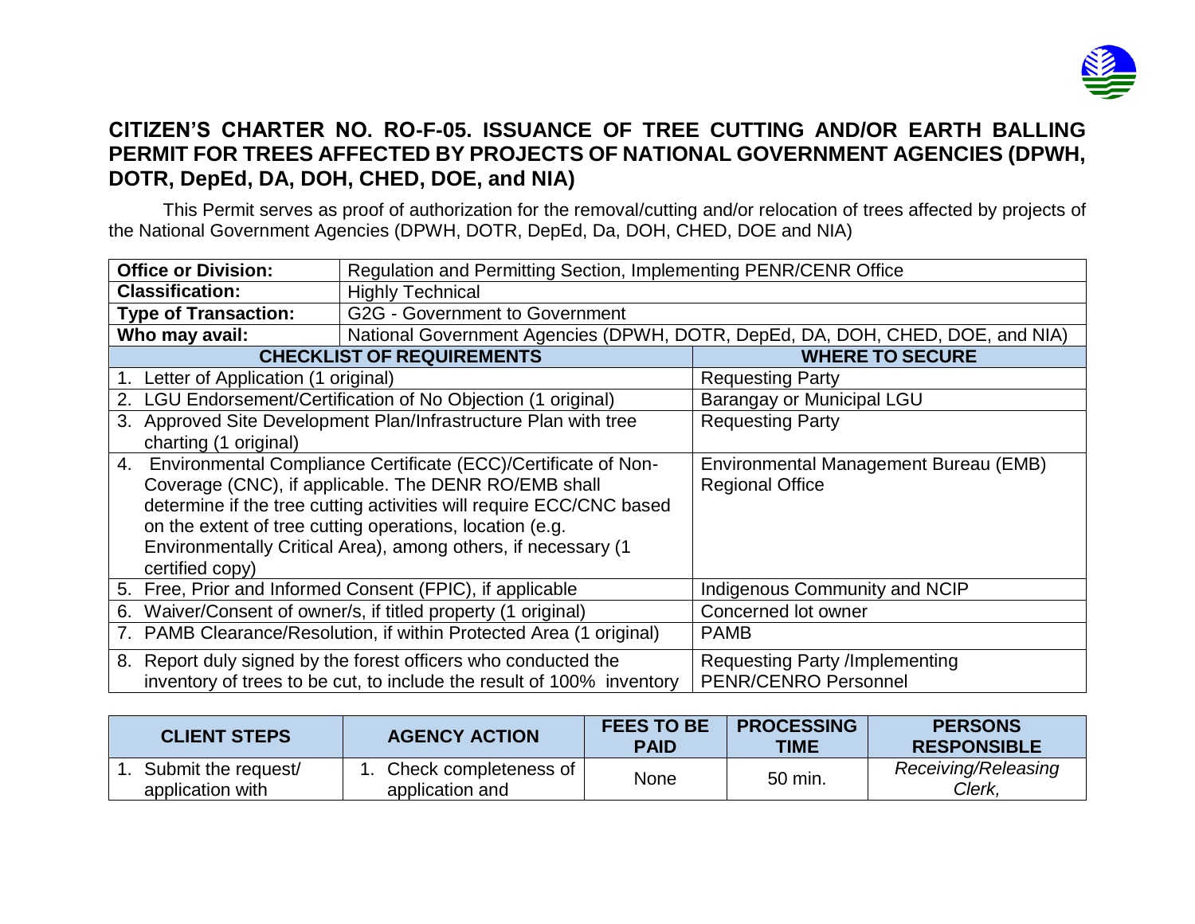## CITIZEN'S CHARTER NO. RO-F-05. ISSUANCE OF TREE CUTTING AND/OR EARTH BALLING PERMIT FOR TREES AFFECTED BY PROJECTS OF NATIONAL GOVERNMENT AGENCIES (DPWH, DOTR, DepEd, DA, DOH, CHED, DOE, and NIA)

This Permit serves as proof of authorization for the removal/cutting and/or relocation of trees affected by projects of the National Government Agencies (DPWH, DOTR, DepEd, Da, DOH, CHED, DOE and NIA)

| **Office or Division:** | Regulation and Permitting Section, Implementing PENR/CENR Office |
|---|---|
| **Classification:** | Highly Technical |
| **Type of Transaction:** | G2G - Government to Government |
| **Who may avail:** | National Government Agencies (DPWH, DOTR, DepEd, DA, DOH, CHED, DOE, and NIA) |

| **CHECKLIST OF REQUIREMENTS** | **WHERE TO SECURE** |
|---|---|
| 1. Letter of Application (1 original) | Requesting Party |
| 2. LGU Endorsement/Certification of No Objection (1 original) | Barangay or Municipal LGU |
| 3. Approved Site Development Plan/Infrastructure Plan with tree charting (1 original) | Requesting Party |
| 4. Environmental Compliance Certificate (ECC)/Certificate of Non-Coverage (CNC), if applicable. The DENR RO/EMB shall determine if the tree cutting activities will require ECC/CNC based on the extent of tree cutting operations, location (e.g. Environmentally Critical Area), among others, if necessary (1 certified copy) | Environmental Management Bureau (EMB) Regional Office |
| 5. Free, Prior and Informed Consent (FPIC), if applicable | Indigenous Community and NCIP |
| 6. Waiver/Consent of owner/s, if titled property (1 original) | Concerned lot owner |
| 7. PAMB Clearance/Resolution, if within Protected Area (1 original) | PAMB |
| 8. Report duly signed by the forest officers who conducted the inventory of trees to be cut, to include the result of 100% inventory | Requesting Party /Implementing PENR/CENRO Personnel |

| **CLIENT STEPS** | **AGENCY ACTION** | **FEES TO BE PAID** | **PROCESSING TIME** | **PERSONS RESPONSIBLE** |
|---|---|---|---|---|
| 1. Submit the request/ application with | 1. Check completeness of application and | None | 50 min. | *Receiving/Releasing Clerk,* |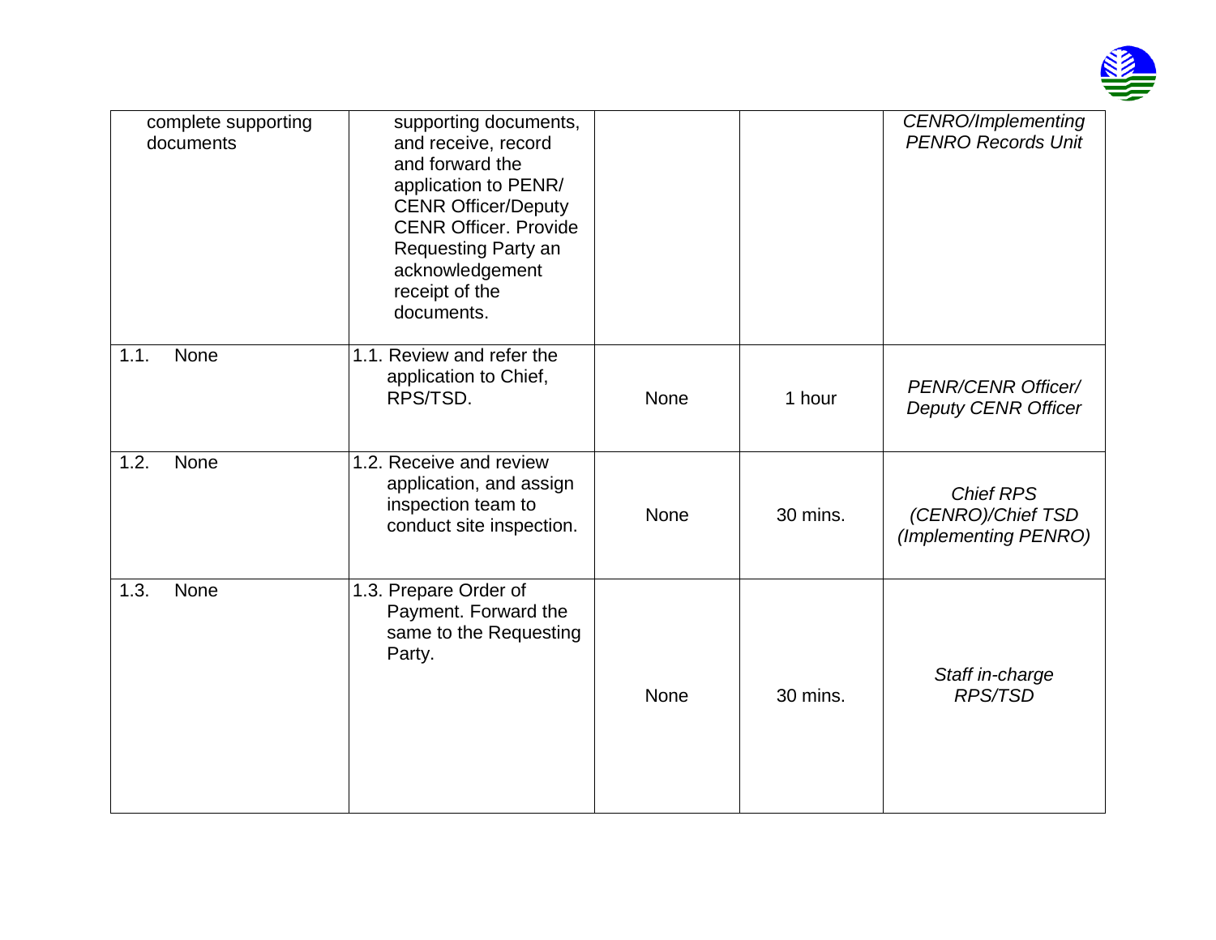| | | | | |
|---|---|---|---|---|
| complete supporting documents | supporting documents, and receive, record and forward the application to PENR/ CENR Officer/Deputy CENR Officer. Provide Requesting Party an acknowledgement receipt of the documents. | | | *CENRO/Implementing PENRO Records Unit* |
| 1.1. None | 1.1. Review and refer the application to Chief, RPS/TSD. | None | 1 hour | *PENR/CENR Officer/ Deputy CENR Officer* |
| 1.2. None | 1.2. Receive and review application, and assign inspection team to conduct site inspection. | None | 30 mins. | *Chief RPS (CENRO)/Chief TSD (Implementing PENRO)* |
| 1.3. None | 1.3. Prepare Order of Payment. Forward the same to the Requesting Party. | None | 30 mins. | *Staff in-charge RPS/TSD* |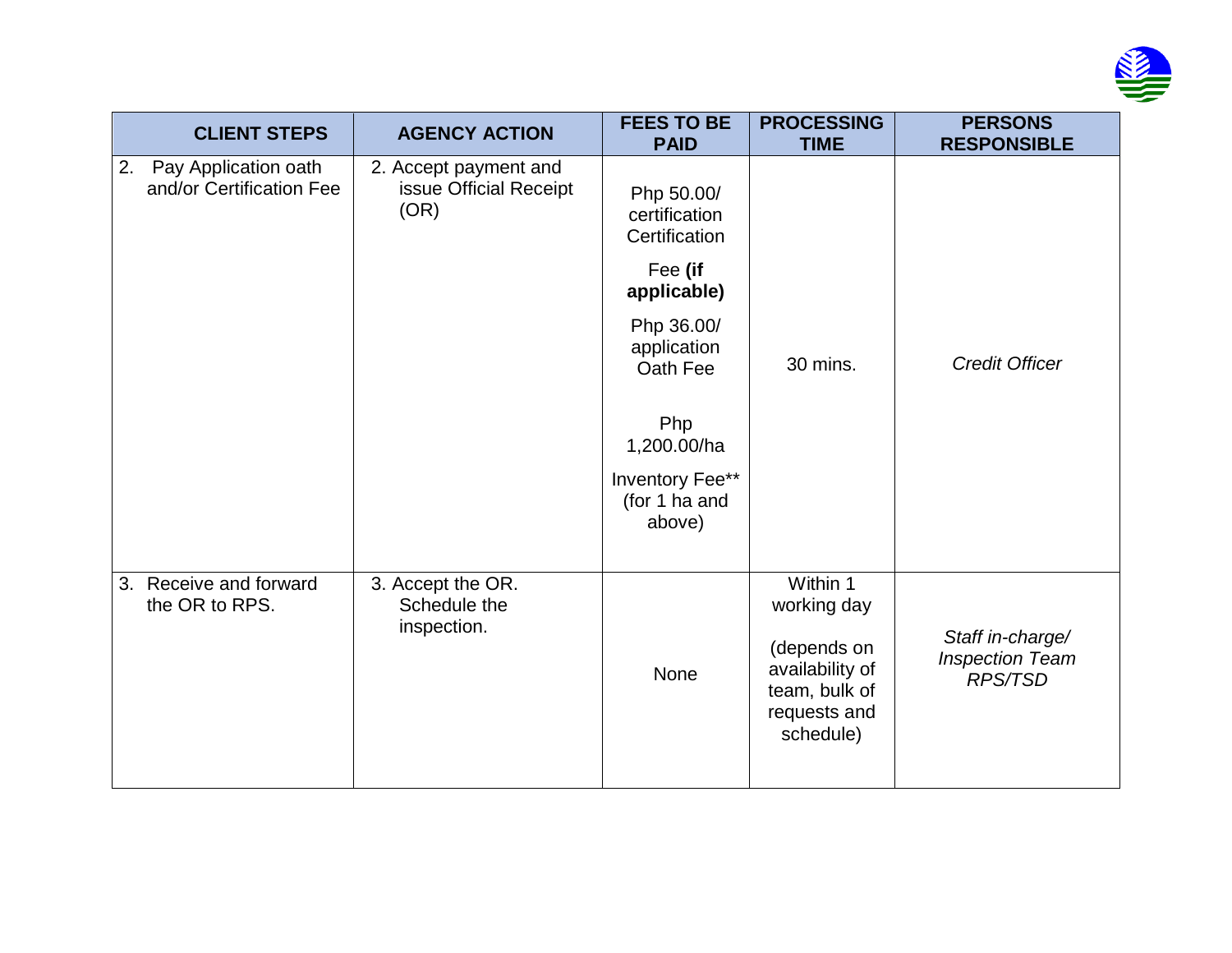| CLIENT STEPS | AGENCY ACTION | FEES TO BE PAID | PROCESSING TIME | PERSONS RESPONSIBLE |
|---|---|---|---|---|
| 2. Pay Application oath and/or Certification Fee | 2. Accept payment and issue Official Receipt (OR) | Php 50.00/ certification Certification Fee **(if applicable)** Php 36.00/ application Oath Fee Php 1,200.00/ha Inventory Fee** (for 1 ha and above) | 30 mins. | *Credit Officer* |
| 3. Receive and forward the OR to RPS. | 3. Accept the OR. Schedule the inspection. | None | Within 1 working day (depends on availability of team, bulk of requests and schedule) | *Staff in-charge/ Inspection Team RPS/TSD* |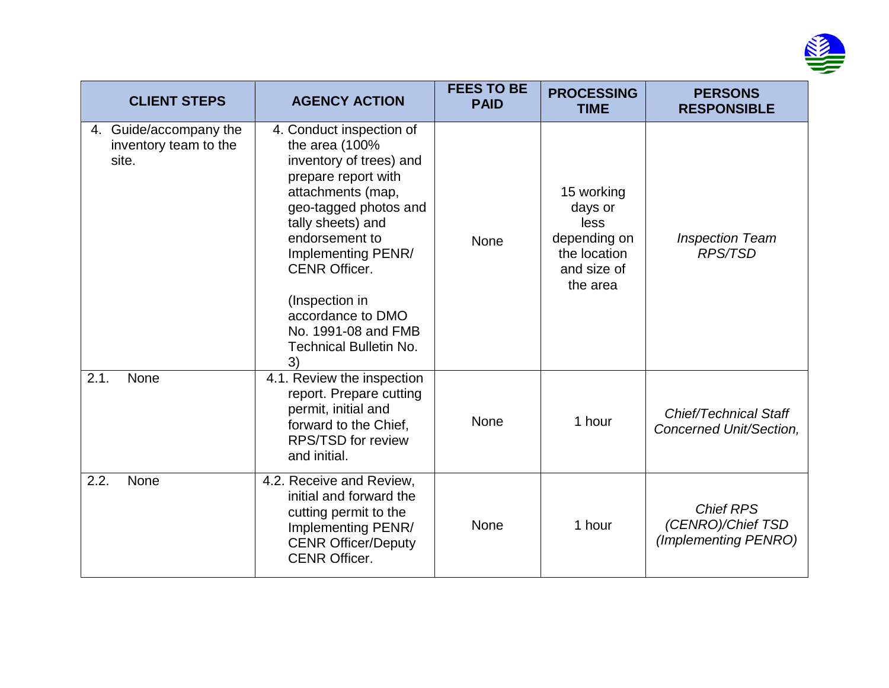| CLIENT STEPS | AGENCY ACTION | FEES TO BE PAID | PROCESSING TIME | PERSONS RESPONSIBLE |
|---|---|---|---|---|
| 4. Guide/accompany the inventory team to the site. | 4. Conduct inspection of the area (100% inventory of trees) and prepare report with attachments (map, geo-tagged photos and tally sheets) and endorsement to Implementing PENR/ CENR Officer.<br><br>(Inspection in accordance to DMO No. 1991-08 and FMB Technical Bulletin No. 3) | None | 15 working days or less depending on the location and size of the area | *Inspection Team RPS/TSD* |
| 2.1. None | 4.1. Review the inspection report. Prepare cutting permit, initial and forward to the Chief, RPS/TSD for review and initial. | None | 1 hour | *Chief/Technical Staff Concerned Unit/Section,* |
| 2.2. None | 4.2. Receive and Review, initial and forward the cutting permit to the Implementing PENR/ CENR Officer/Deputy CENR Officer. | None | 1 hour | *Chief RPS (CENRO)/Chief TSD (Implementing PENRO)* |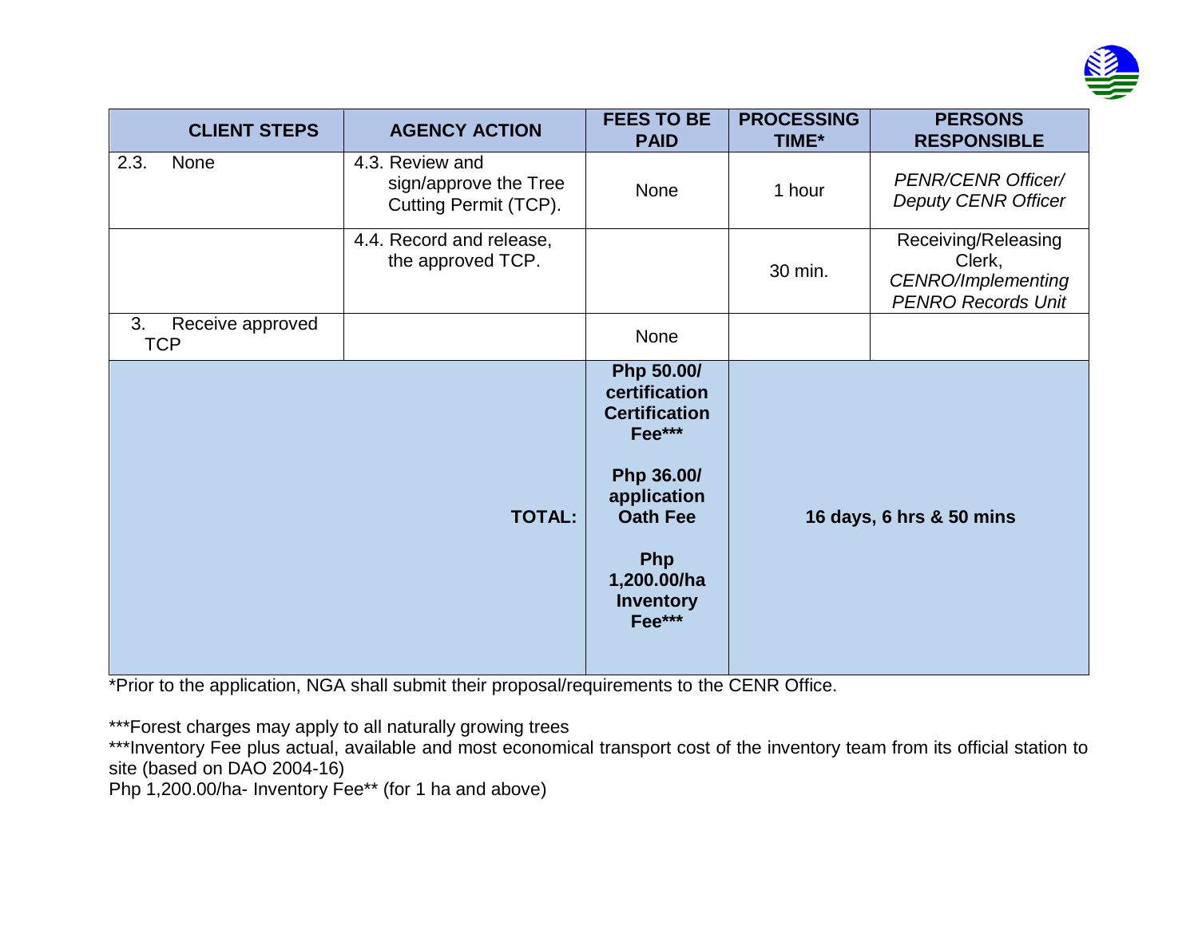| CLIENT STEPS | AGENCY ACTION | FEES TO BE PAID | PROCESSING TIME* | PERSONS RESPONSIBLE |
|---|---|---|---|---|
| 2.3. None | 4.3. Review and sign/approve the Tree Cutting Permit (TCP). | None | 1 hour | *PENR/CENR Officer/ Deputy CENR Officer* |
| | 4.4. Record and release, the approved TCP. | | 30 min. | Receiving/Releasing Clerk, *CENRO/Implementing PENRO Records Unit* |
| 3. Receive approved TCP | | None | | |
| | **TOTAL:** | **Php 50.00/ certification Certification Fee*\*\*** <br><br> **Php 36.00/ application Oath Fee** <br><br> **Php 1,200.00/ha Inventory Fee*\*\*** | **16 days, 6 hrs & 50 mins** | |

*Prior to the application, NGA shall submit their proposal/requirements to the CENR Office.

***Forest charges may apply to all naturally growing trees

***Inventory Fee plus actual, available and most economical transport cost of the inventory team from its official station to site (based on DAO 2004-16)

Php 1,200.00/ha- Inventory Fee** (for 1 ha and above)